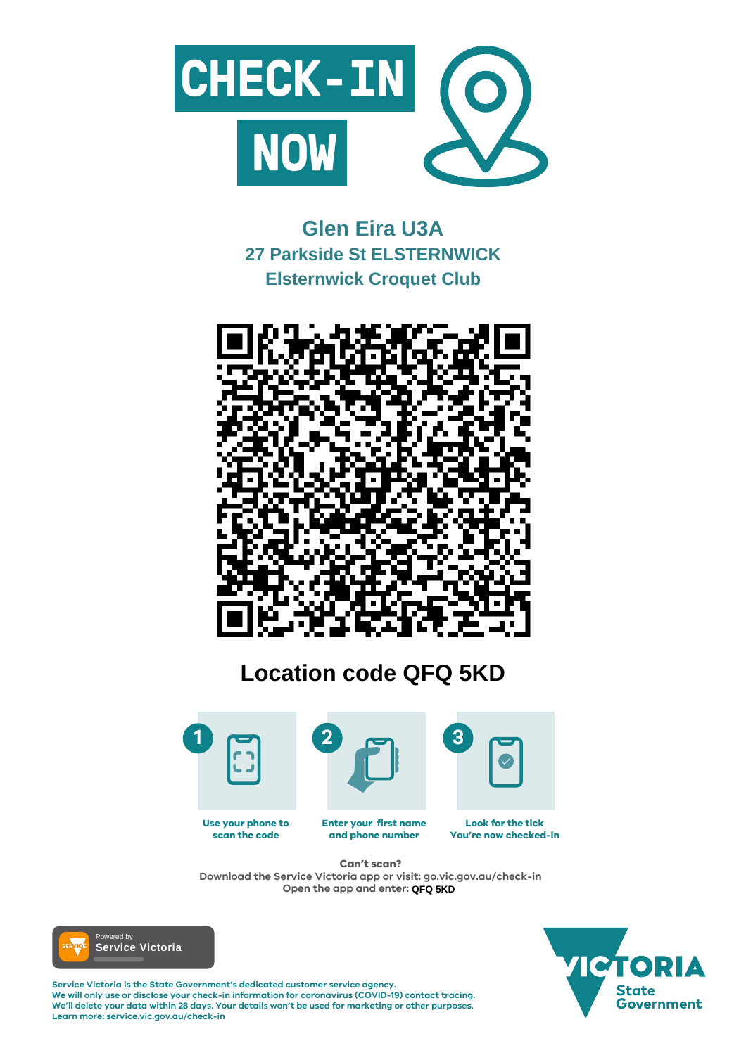# CHECK-IN NOW

## Glen Eira U3A
### 27 Parkside St ELSTERNWICK
### Elsternwick Croquet Club

## Location code QFQ 5KD

1. Use your phone to scan the code
2. Enter your first name and phone number
3. Look for the tick You're now checked-in

**Can't scan?**
Download the Service Victoria app or visit: go.vic.gov.au/check-in
Open the app and enter: **QFQ 5KD**

Powered by **Service Victoria**

Service Victoria is the State Government's dedicated customer service agency.
We will only use or disclose your check-in information for coronavirus (COVID-19) contact tracing.
We'll delete your data within 28 days. Your details won't be used for marketing or other purposes.
Learn more: service.vic.gov.au/check-in

VICTORIA State Government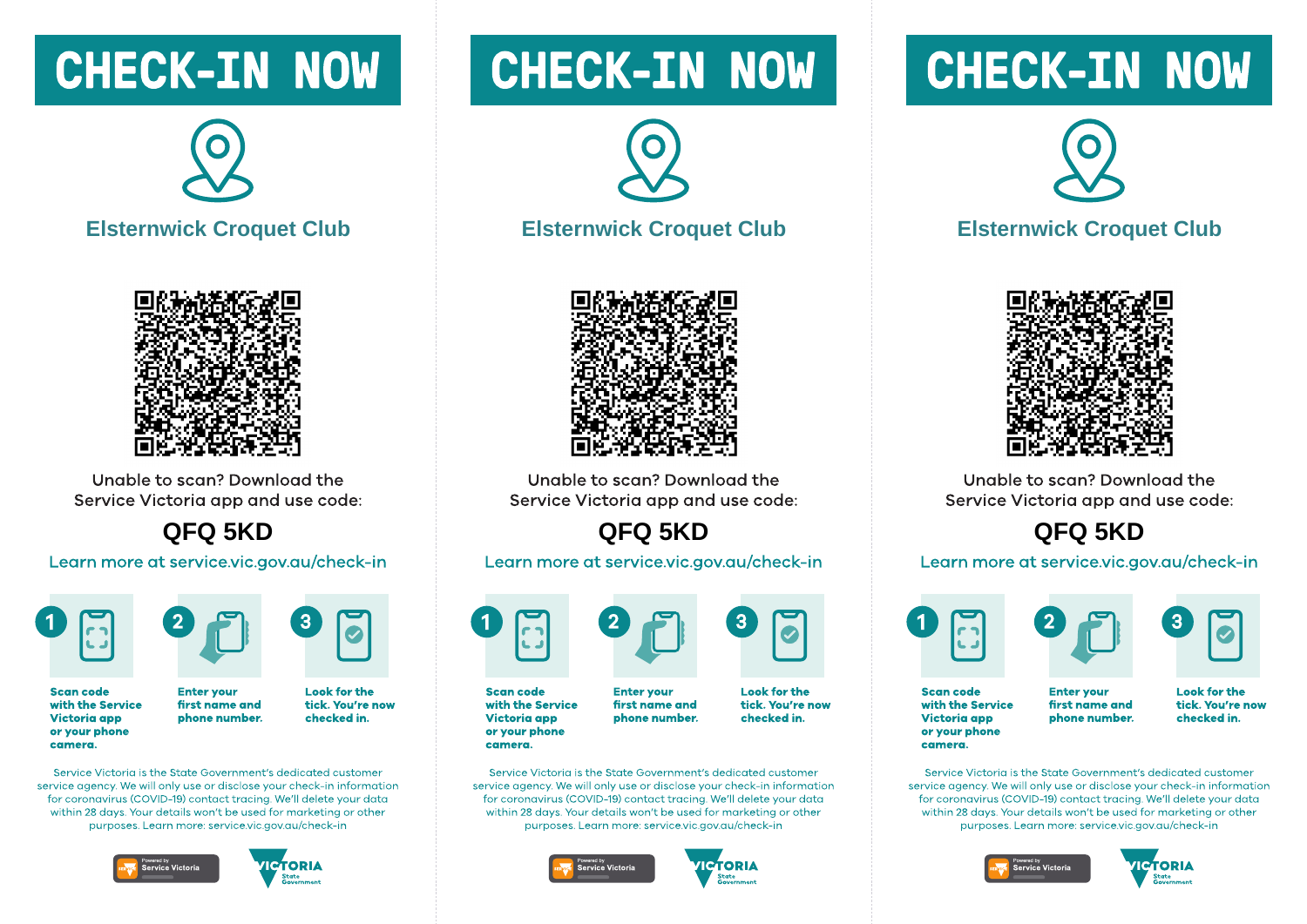# CHECK-IN NOW

## Elsternwick Croquet Club

Unable to scan? Download the Service Victoria app and use code:

**QFQ 5KD**

Learn more at service.vic.gov.au/check-in

1. **Scan code with the Service Victoria app or your phone camera.**
2. **Enter your first name and phone number.**
3. **Look for the tick. You're now checked in.**

Service Victoria is the State Government's dedicated customer service agency. We will only use or disclose your check-in information for coronavirus (COVID-19) contact tracing. We'll delete your data within 28 days. Your details won't be used for marketing or other purposes. Learn more: service.vic.gov.au/check-in

Powered by Service Victoria

VICTORIA State Government

# CHECK-IN NOW

## Elsternwick Croquet Club

Unable to scan? Download the Service Victoria app and use code:

**QFQ 5KD**

Learn more at service.vic.gov.au/check-in

1. **Scan code with the Service Victoria app or your phone camera.**
2. **Enter your first name and phone number.**
3. **Look for the tick. You're now checked in.**

Service Victoria is the State Government's dedicated customer service agency. We will only use or disclose your check-in information for coronavirus (COVID-19) contact tracing. We'll delete your data within 28 days. Your details won't be used for marketing or other purposes. Learn more: service.vic.gov.au/check-in

Powered by Service Victoria

VICTORIA State Government

# CHECK-IN NOW

## Elsternwick Croquet Club

Unable to scan? Download the Service Victoria app and use code:

**QFQ 5KD**

Learn more at service.vic.gov.au/check-in

1. **Scan code with the Service Victoria app or your phone camera.**
2. **Enter your first name and phone number.**
3. **Look for the tick. You're now checked in.**

Service Victoria is the State Government's dedicated customer service agency. We will only use or disclose your check-in information for coronavirus (COVID-19) contact tracing. We'll delete your data within 28 days. Your details won't be used for marketing or other purposes. Learn more: service.vic.gov.au/check-in

Powered by Service Victoria

VICTORIA State Government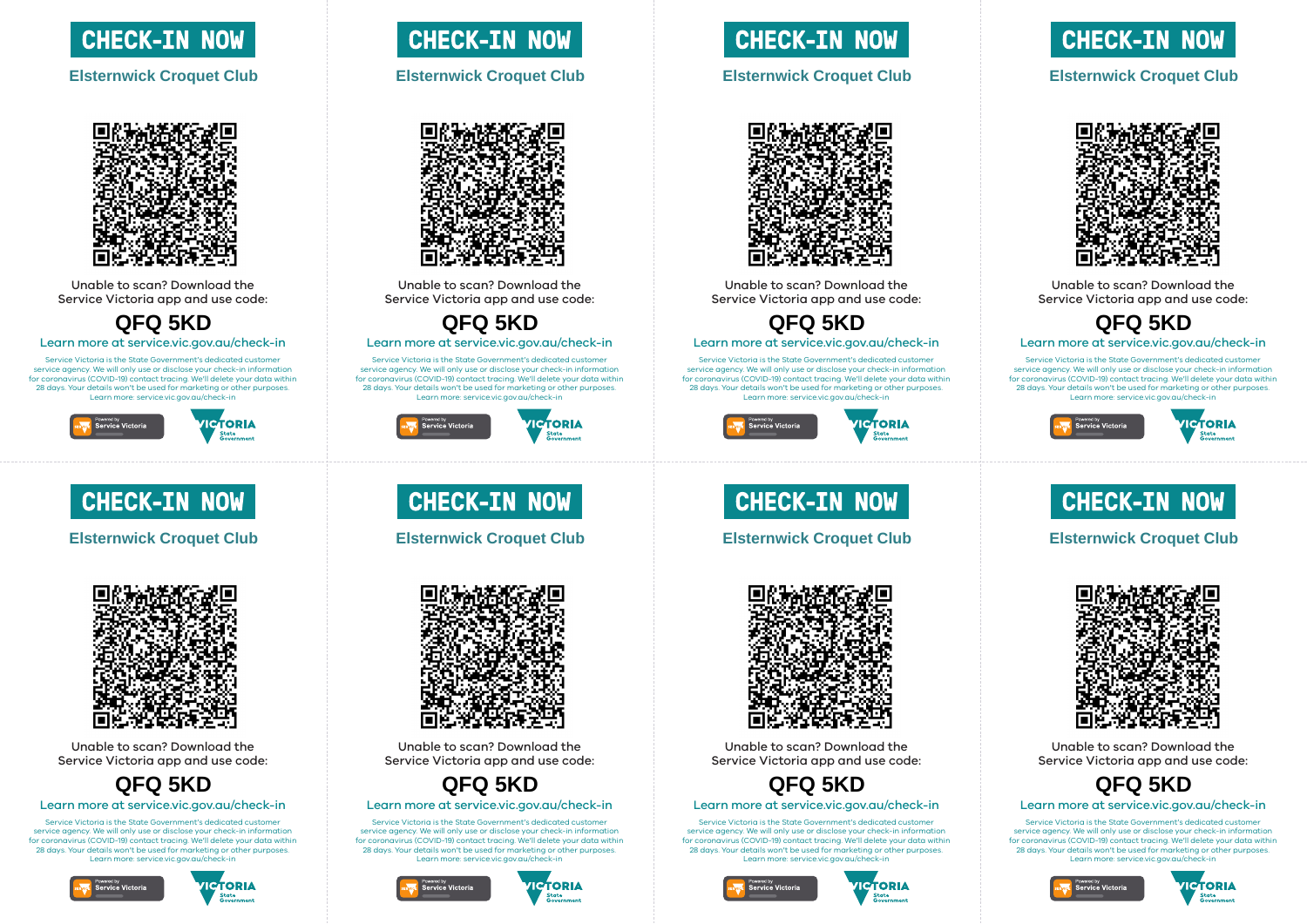# CHECK-IN NOW

## Elsternwick Croquet Club

Unable to scan? Download the Service Victoria app and use code:

**QFQ 5KD**

Learn more at service.vic.gov.au/check-in

Service Victoria is the State Government's dedicated customer service agency. We will only use or disclose your check-in information for coronavirus (COVID-19) contact tracing. We'll delete your data within 28 days. Your details won't be used for marketing or other purposes. Learn more: service.vic.gov.au/check-in

Powered by Service Victoria

VICTORIA State Government

# CHECK-IN NOW

## Elsternwick Croquet Club

Unable to scan? Download the Service Victoria app and use code:

**QFQ 5KD**

Learn more at service.vic.gov.au/check-in

Service Victoria is the State Government's dedicated customer service agency. We will only use or disclose your check-in information for coronavirus (COVID-19) contact tracing. We'll delete your data within 28 days. Your details won't be used for marketing or other purposes. Learn more: service.vic.gov.au/check-in

Powered by Service Victoria

VICTORIA State Government

# CHECK-IN NOW

## Elsternwick Croquet Club

Unable to scan? Download the Service Victoria app and use code:

**QFQ 5KD**

Learn more at service.vic.gov.au/check-in

Service Victoria is the State Government's dedicated customer service agency. We will only use or disclose your check-in information for coronavirus (COVID-19) contact tracing. We'll delete your data within 28 days. Your details won't be used for marketing or other purposes. Learn more: service.vic.gov.au/check-in

Powered by Service Victoria

VICTORIA State Government

# CHECK-IN NOW

## Elsternwick Croquet Club

Unable to scan? Download the Service Victoria app and use code:

**QFQ 5KD**

Learn more at service.vic.gov.au/check-in

Service Victoria is the State Government's dedicated customer service agency. We will only use or disclose your check-in information for coronavirus (COVID-19) contact tracing. We'll delete your data within 28 days. Your details won't be used for marketing or other purposes. Learn more: service.vic.gov.au/check-in

Powered by Service Victoria

VICTORIA State Government

# CHECK-IN NOW

## Elsternwick Croquet Club

Unable to scan? Download the Service Victoria app and use code:

**QFQ 5KD**

Learn more at service.vic.gov.au/check-in

Service Victoria is the State Government's dedicated customer service agency. We will only use or disclose your check-in information for coronavirus (COVID-19) contact tracing. We'll delete your data within 28 days. Your details won't be used for marketing or other purposes. Learn more: service.vic.gov.au/check-in

Powered by Service Victoria

VICTORIA State Government

# CHECK-IN NOW

## Elsternwick Croquet Club

Unable to scan? Download the Service Victoria app and use code:

**QFQ 5KD**

Learn more at service.vic.gov.au/check-in

Service Victoria is the State Government's dedicated customer service agency. We will only use or disclose your check-in information for coronavirus (COVID-19) contact tracing. We'll delete your data within 28 days. Your details won't be used for marketing or other purposes. Learn more: service.vic.gov.au/check-in

Powered by Service Victoria

VICTORIA State Government

# CHECK-IN NOW

## Elsternwick Croquet Club

Unable to scan? Download the Service Victoria app and use code:

**QFQ 5KD**

Learn more at service.vic.gov.au/check-in

Service Victoria is the State Government's dedicated customer service agency. We will only use or disclose your check-in information for coronavirus (COVID-19) contact tracing. We'll delete your data within 28 days. Your details won't be used for marketing or other purposes. Learn more: service.vic.gov.au/check-in

Powered by Service Victoria

VICTORIA State Government

# CHECK-IN NOW

## Elsternwick Croquet Club

Unable to scan? Download the Service Victoria app and use code:

**QFQ 5KD**

Learn more at service.vic.gov.au/check-in

Service Victoria is the State Government's dedicated customer service agency. We will only use or disclose your check-in information for coronavirus (COVID-19) contact tracing. We'll delete your data within 28 days. Your details won't be used for marketing or other purposes. Learn more: service.vic.gov.au/check-in

Powered by Service Victoria

VICTORIA State Government